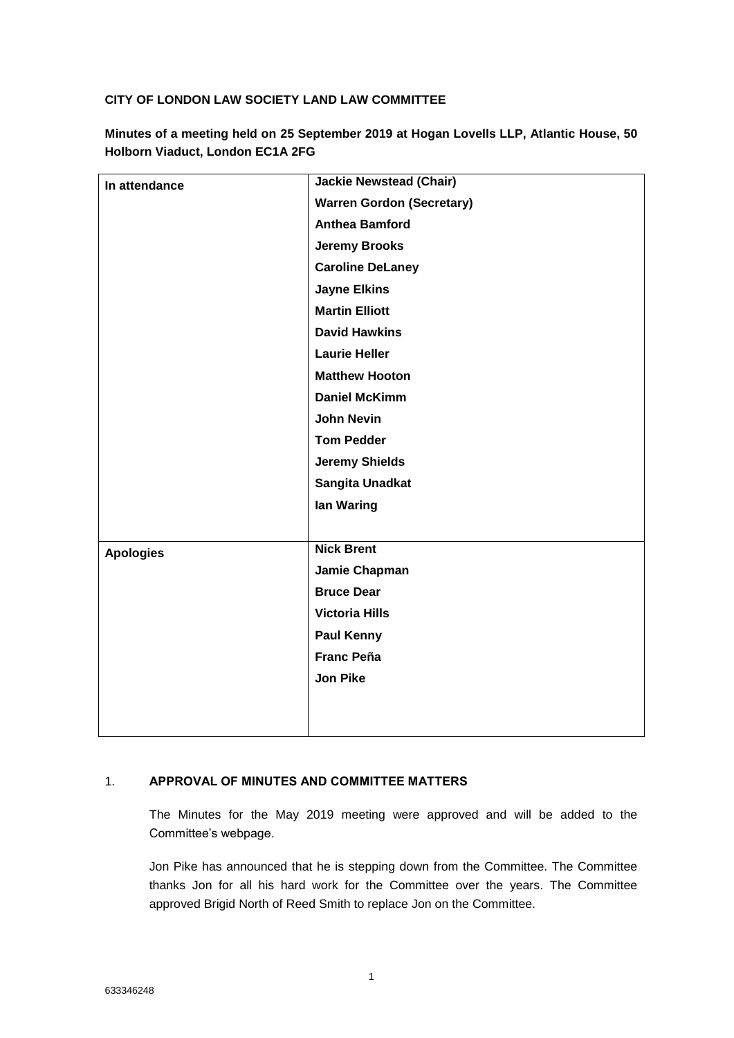**CITY OF LONDON LAW SOCIETY LAND LAW COMMITTEE**

**Minutes of a meeting held on 25 September 2019 at Hogan Lovells LLP, Atlantic House, 50 Holborn Viaduct, London EC1A 2FG**

| | |
|---|---|
| **In attendance** | **Jackie Newstead (Chair)**<br>**Warren Gordon (Secretary)**<br>**Anthea Bamford**<br>**Jeremy Brooks**<br>**Caroline DeLaney**<br>**Jayne Elkins**<br>**Martin Elliott**<br>**David Hawkins**<br>**Laurie Heller**<br>**Matthew Hooton**<br>**Daniel McKimm**<br>**John Nevin**<br>**Tom Pedder**<br>**Jeremy Shields**<br>**Sangita Unadkat**<br>**Ian Waring** |
| **Apologies** | **Nick Brent**<br>**Jamie Chapman**<br>**Bruce Dear**<br>**Victoria Hills**<br>**Paul Kenny**<br>**Franc Peña**<br>**Jon Pike** |

1. **APPROVAL OF MINUTES AND COMMITTEE MATTERS**

   The Minutes for the May 2019 meeting were approved and will be added to the Committee's webpage.

   Jon Pike has announced that he is stepping down from the Committee. The Committee thanks Jon for all his hard work for the Committee over the years. The Committee approved Brigid North of Reed Smith to replace Jon on the Committee.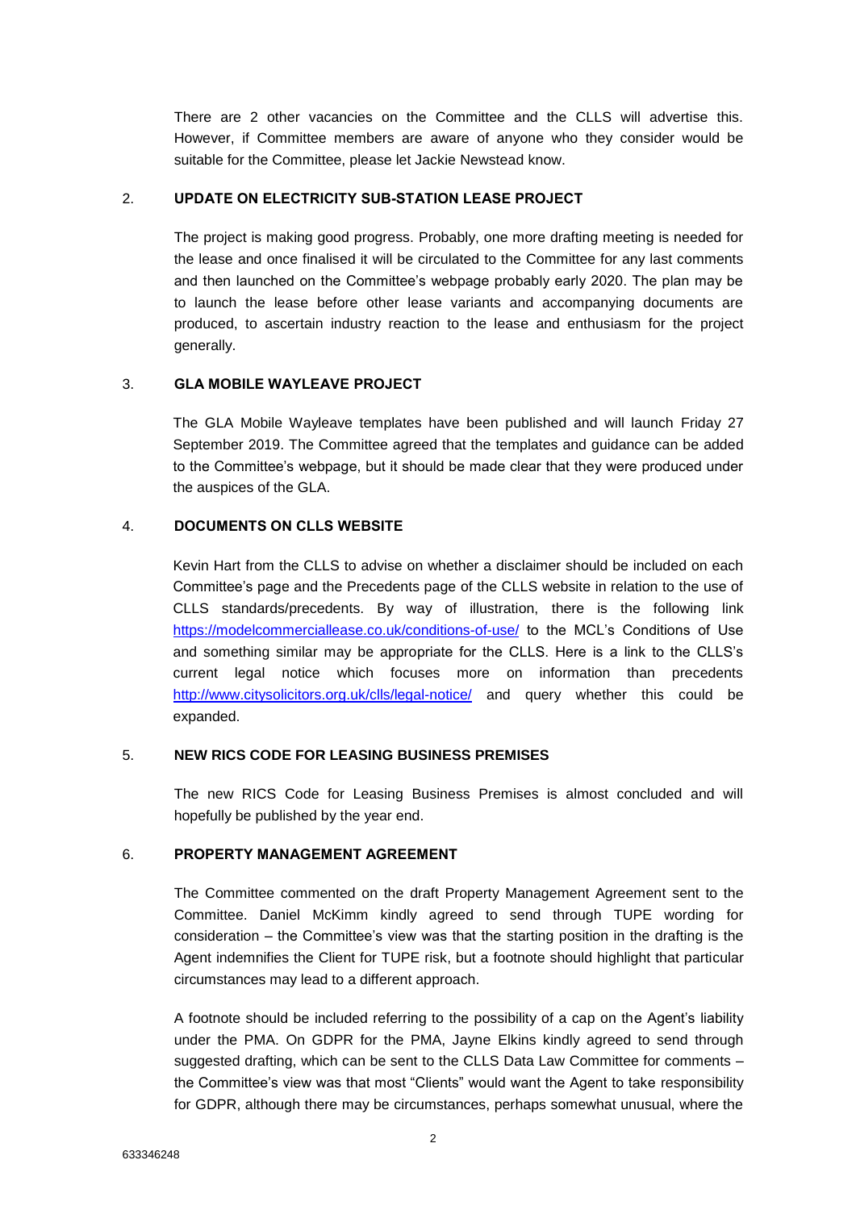There are 2 other vacancies on the Committee and the CLLS will advertise this. However, if Committee members are aware of anyone who they consider would be suitable for the Committee, please let Jackie Newstead know.

2. **UPDATE ON ELECTRICITY SUB-STATION LEASE PROJECT**

   The project is making good progress. Probably, one more drafting meeting is needed for the lease and once finalised it will be circulated to the Committee for any last comments and then launched on the Committee's webpage probably early 2020. The plan may be to launch the lease before other lease variants and accompanying documents are produced, to ascertain industry reaction to the lease and enthusiasm for the project generally.

3. **GLA MOBILE WAYLEAVE PROJECT**

   The GLA Mobile Wayleave templates have been published and will launch Friday 27 September 2019. The Committee agreed that the templates and guidance can be added to the Committee's webpage, but it should be made clear that they were produced under the auspices of the GLA.

4. **DOCUMENTS ON CLLS WEBSITE**

   Kevin Hart from the CLLS to advise on whether a disclaimer should be included on each Committee's page and the Precedents page of the CLLS website in relation to the use of CLLS standards/precedents. By way of illustration, there is the following link https://modelcommerciallease.co.uk/conditions-of-use/ to the MCL's Conditions of Use and something similar may be appropriate for the CLLS. Here is a link to the CLLS's current legal notice which focuses more on information than precedents http://www.citysolicitors.org.uk/clls/legal-notice/ and query whether this could be expanded.

5. **NEW RICS CODE FOR LEASING BUSINESS PREMISES**

   The new RICS Code for Leasing Business Premises is almost concluded and will hopefully be published by the year end.

6. **PROPERTY MANAGEMENT AGREEMENT**

   The Committee commented on the draft Property Management Agreement sent to the Committee. Daniel McKimm kindly agreed to send through TUPE wording for consideration – the Committee's view was that the starting position in the drafting is the Agent indemnifies the Client for TUPE risk, but a footnote should highlight that particular circumstances may lead to a different approach.

   A footnote should be included referring to the possibility of a cap on the Agent's liability under the PMA. On GDPR for the PMA, Jayne Elkins kindly agreed to send through suggested drafting, which can be sent to the CLLS Data Law Committee for comments – the Committee's view was that most "Clients" would want the Agent to take responsibility for GDPR, although there may be circumstances, perhaps somewhat unusual, where the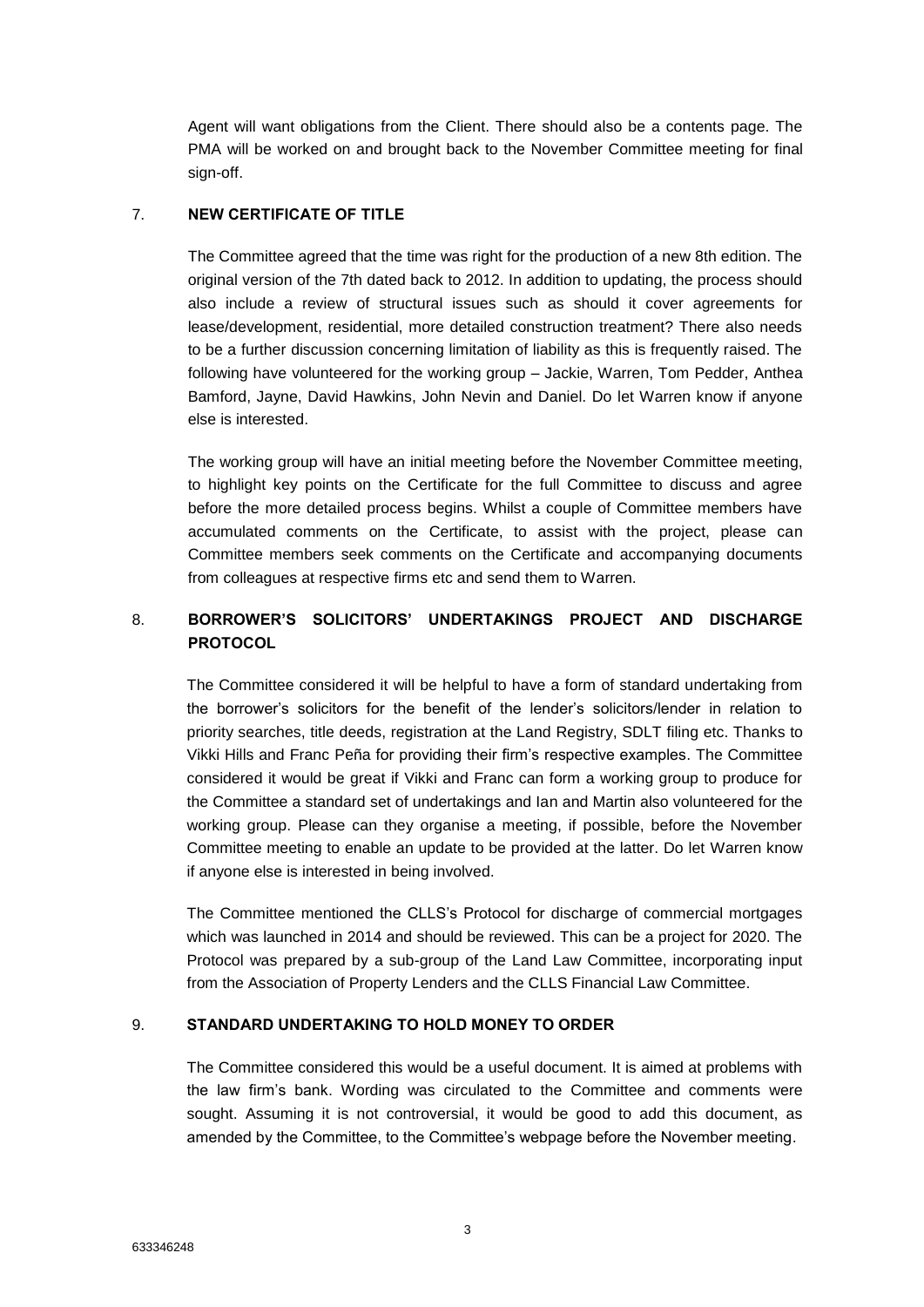Agent will want obligations from the Client. There should also be a contents page. The PMA will be worked on and brought back to the November Committee meeting for final sign-off.

## 7. NEW CERTIFICATE OF TITLE

The Committee agreed that the time was right for the production of a new 8th edition. The original version of the 7th dated back to 2012. In addition to updating, the process should also include a review of structural issues such as should it cover agreements for lease/development, residential, more detailed construction treatment? There also needs to be a further discussion concerning limitation of liability as this is frequently raised. The following have volunteered for the working group – Jackie, Warren, Tom Pedder, Anthea Bamford, Jayne, David Hawkins, John Nevin and Daniel. Do let Warren know if anyone else is interested.

The working group will have an initial meeting before the November Committee meeting, to highlight key points on the Certificate for the full Committee to discuss and agree before the more detailed process begins. Whilst a couple of Committee members have accumulated comments on the Certificate, to assist with the project, please can Committee members seek comments on the Certificate and accompanying documents from colleagues at respective firms etc and send them to Warren.

## 8. BORROWER'S SOLICITORS' UNDERTAKINGS PROJECT AND DISCHARGE PROTOCOL

The Committee considered it will be helpful to have a form of standard undertaking from the borrower's solicitors for the benefit of the lender's solicitors/lender in relation to priority searches, title deeds, registration at the Land Registry, SDLT filing etc. Thanks to Vikki Hills and Franc Peña for providing their firm's respective examples. The Committee considered it would be great if Vikki and Franc can form a working group to produce for the Committee a standard set of undertakings and Ian and Martin also volunteered for the working group. Please can they organise a meeting, if possible, before the November Committee meeting to enable an update to be provided at the latter. Do let Warren know if anyone else is interested in being involved.

The Committee mentioned the CLLS's Protocol for discharge of commercial mortgages which was launched in 2014 and should be reviewed. This can be a project for 2020. The Protocol was prepared by a sub-group of the Land Law Committee, incorporating input from the Association of Property Lenders and the CLLS Financial Law Committee.

## 9. STANDARD UNDERTAKING TO HOLD MONEY TO ORDER

The Committee considered this would be a useful document. It is aimed at problems with the law firm's bank. Wording was circulated to the Committee and comments were sought. Assuming it is not controversial, it would be good to add this document, as amended by the Committee, to the Committee's webpage before the November meeting.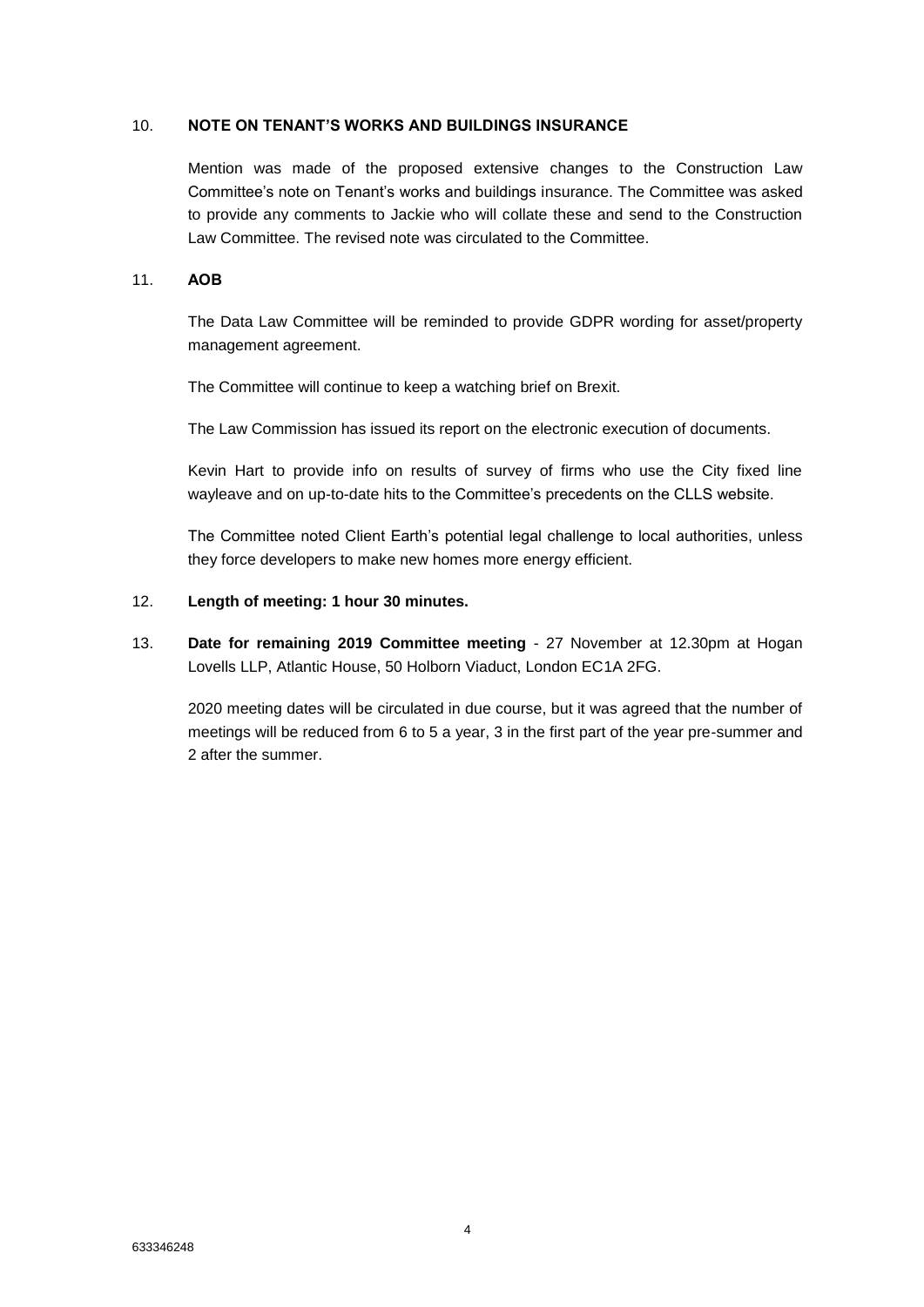10. **NOTE ON TENANT'S WORKS AND BUILDINGS INSURANCE**

Mention was made of the proposed extensive changes to the Construction Law Committee's note on Tenant's works and buildings insurance. The Committee was asked to provide any comments to Jackie who will collate these and send to the Construction Law Committee. The revised note was circulated to the Committee.

11. **AOB**

The Data Law Committee will be reminded to provide GDPR wording for asset/property management agreement.

The Committee will continue to keep a watching brief on Brexit.

The Law Commission has issued its report on the electronic execution of documents.

Kevin Hart to provide info on results of survey of firms who use the City fixed line wayleave and on up-to-date hits to the Committee's precedents on the CLLS website.

The Committee noted Client Earth's potential legal challenge to local authorities, unless they force developers to make new homes more energy efficient.

12. **Length of meeting: 1 hour 30 minutes.**

13. **Date for remaining 2019 Committee meeting** - 27 November at 12.30pm at Hogan Lovells LLP, Atlantic House, 50 Holborn Viaduct, London EC1A 2FG.

2020 meeting dates will be circulated in due course, but it was agreed that the number of meetings will be reduced from 6 to 5 a year, 3 in the first part of the year pre-summer and 2 after the summer.

633346248